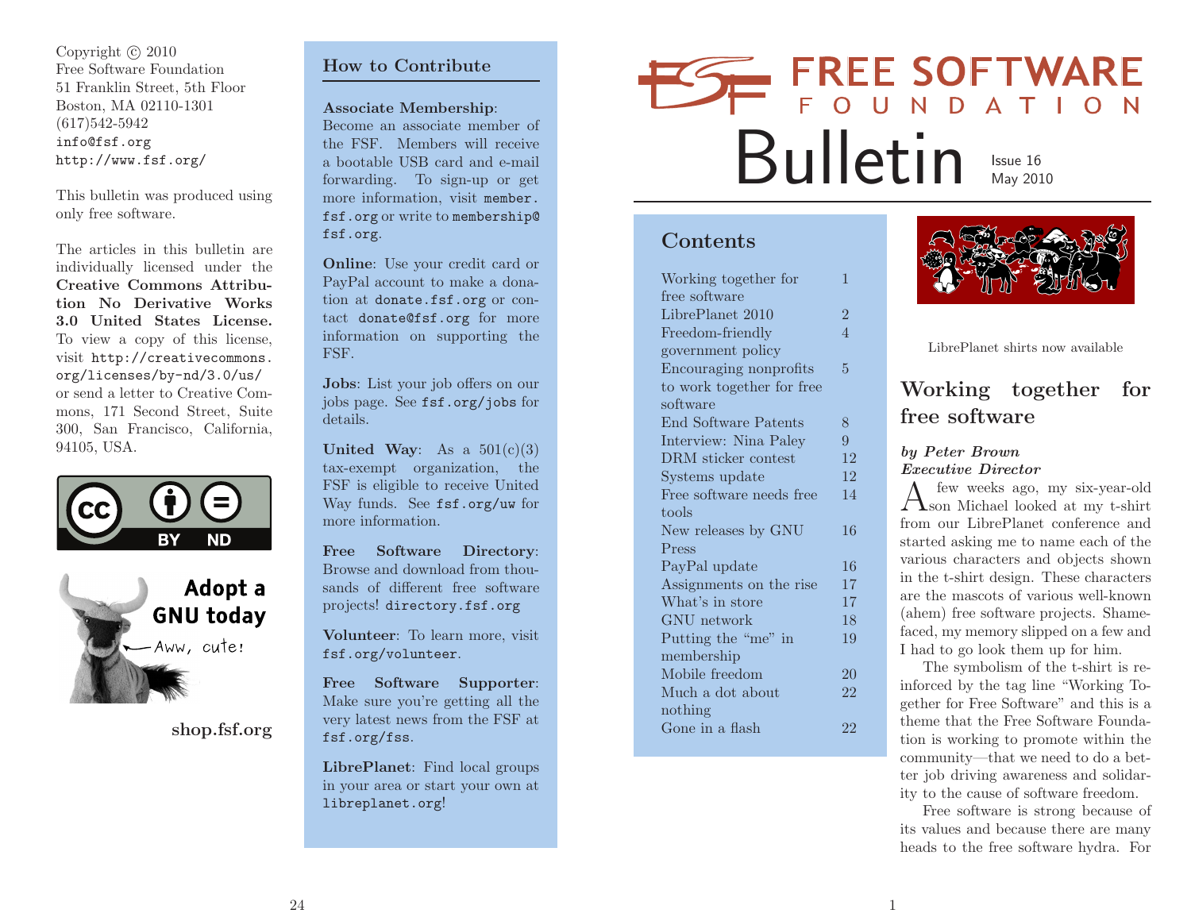Copyright © 2010
Free Software Foundation
51 Franklin Street, 5th Floor
Boston, MA 02110-1301
(617)542-5942
info@fsf.org
http://www.fsf.org/

This bulletin was produced using only free software.

The articles in this bulletin are individually licensed under the **Creative Commons Attribution No Derivative Works 3.0 United States License.** To view a copy of this license, visit http://creativecommons.org/licenses/by-nd/3.0/us/ or send a letter to Creative Commons, 171 Second Street, Suite 300, San Francisco, California, 94105, USA.

Adopt a GNU today

Aww, cute!

**shop.fsf.org**

## How to Contribute

**Associate Membership**: Become an associate member of the FSF. Members will receive a bootable USB card and e-mail forwarding. To sign-up or get more information, visit member.fsf.org or write to membership@fsf.org.

**Online**: Use your credit card or PayPal account to make a donation at donate.fsf.org or contact donate@fsf.org for more information on supporting the FSF.

**Jobs**: List your job offers on our jobs page. See fsf.org/jobs for details.

**United Way**: As a 501(c)(3) tax-exempt organization, the FSF is eligible to receive United Way funds. See fsf.org/uw for more information.

**Free Software Directory**: Browse and download from thousands of different free software projects! directory.fsf.org

**Volunteer**: To learn more, visit fsf.org/volunteer.

**Free Software Supporter**: Make sure you're getting all the very latest news from the FSF at fsf.org/fss.

**LibrePlanet**: Find local groups in your area or start your own at libreplanet.org!

# FREE SOFTWARE FOUNDATION Bulletin

Issue 16
May 2010

## Contents

| | |
|---|---|
| Working together for free software | 1 |
| LibrePlanet 2010 | 2 |
| Freedom-friendly government policy | 4 |
| Encouraging nonprofits to work together for free software | 5 |
| End Software Patents | 8 |
| Interview: Nina Paley | 9 |
| DRM sticker contest | 12 |
| Systems update | 12 |
| Free software needs free tools | 14 |
| New releases by GNU Press | 16 |
| PayPal update | 16 |
| Assignments on the rise | 17 |
| What's in store | 17 |
| GNU network | 18 |
| Putting the "me" in membership | 19 |
| Mobile freedom | 20 |
| Much a dot about nothing | 22 |
| Gone in a flash | 22 |

LibrePlanet shirts now available

## Working together for free software

***by Peter Brown***
***Executive Director***

A few weeks ago, my six-year-old son Michael looked at my t-shirt from our LibrePlanet conference and started asking me to name each of the various characters and objects shown in the t-shirt design. These characters are the mascots of various well-known (ahem) free software projects. Shamefaced, my memory slipped on a few and I had to go look them up for him.

The symbolism of the t-shirt is reinforced by the tag line "Working Together for Free Software" and this is a theme that the Free Software Foundation is working to promote within the community—that we need to do a better job driving awareness and solidarity to the cause of software freedom.

Free software is strong because of its values and because there are many heads to the free software hydra. For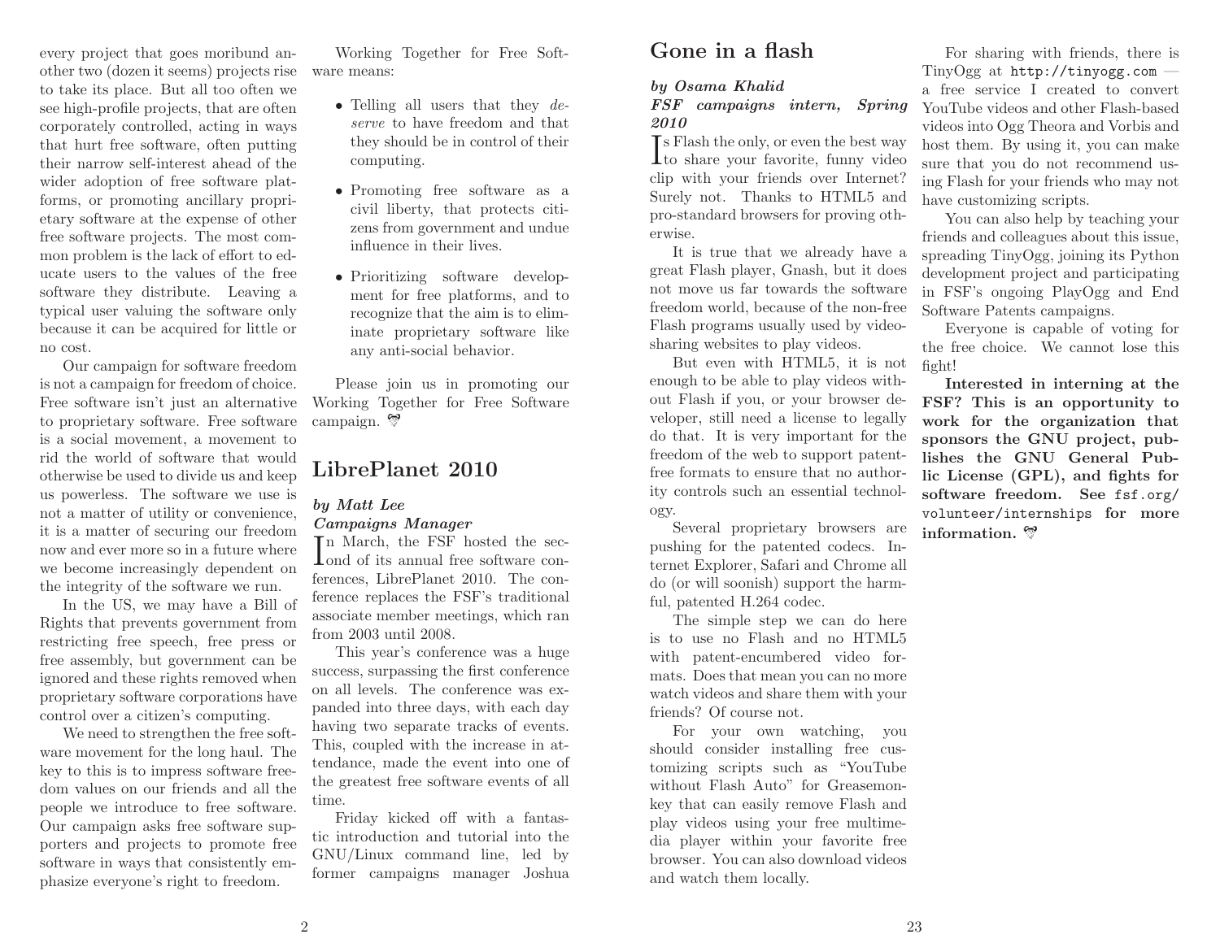every project that goes moribund another two (dozen it seems) projects rise to take its place. But all too often we see high-profile projects, that are often corporately controlled, acting in ways that hurt free software, often putting their narrow self-interest ahead of the wider adoption of free software platforms, or promoting ancillary proprietary software at the expense of other free software projects. The most common problem is the lack of effort to educate users to the values of the free software they distribute. Leaving a typical user valuing the software only because it can be acquired for little or no cost.

Our campaign for software freedom is not a campaign for freedom of choice. Free software isn't just an alternative to proprietary software. Free software is a social movement, a movement to rid the world of software that would otherwise be used to divide us and keep us powerless. The software we use is not a matter of utility or convenience, it is a matter of securing our freedom now and ever more so in a future where we become increasingly dependent on the integrity of the software we run.

In the US, we may have a Bill of Rights that prevents government from restricting free speech, free press or free assembly, but government can be ignored and these rights removed when proprietary software corporations have control over a citizen's computing.

We need to strengthen the free software movement for the long haul. The key to this is to impress software freedom values on our friends and all the people we introduce to free software. Our campaign asks free software supporters and projects to promote free software in ways that consistently emphasize everyone's right to freedom.

Working Together for Free Software means:

- Telling all users that they *deserve* to have freedom and that they should be in control of their computing.
- Promoting free software as a civil liberty, that protects citizens from government and undue influence in their lives.
- Prioritizing software development for free platforms, and to recognize that the aim is to eliminate proprietary software like any anti-social behavior.

Please join us in promoting our Working Together for Free Software campaign.

## LibrePlanet 2010

***by Matt Lee***
***Campaigns Manager***

In March, the FSF hosted the second of its annual free software conferences, LibrePlanet 2010. The conference replaces the FSF's traditional associate member meetings, which ran from 2003 until 2008.

This year's conference was a huge success, surpassing the first conference on all levels. The conference was expanded into three days, with each day having two separate tracks of events. This, coupled with the increase in attendance, made the event into one of the greatest free software events of all time.

Friday kicked off with a fantastic introduction and tutorial into the GNU/Linux command line, led by former campaigns manager Joshua

## Gone in a flash

***by Osama Khalid***
***FSF campaigns intern, Spring 2010***

Is Flash the only, or even the best way to share your favorite, funny video clip with your friends over Internet? Surely not. Thanks to HTML5 and pro-standard browsers for proving otherwise.

It is true that we already have a great Flash player, Gnash, but it does not move us far towards the software freedom world, because of the non-free Flash programs usually used by video-sharing websites to play videos.

But even with HTML5, it is not enough to be able to play videos without Flash if you, or your browser developer, still need a license to legally do that. It is very important for the freedom of the web to support patent-free formats to ensure that no authority controls such an essential technology.

Several proprietary browsers are pushing for the patented codecs. Internet Explorer, Safari and Chrome all do (or will soonish) support the harmful, patented H.264 codec.

The simple step we can do here is to use no Flash and no HTML5 with patent-encumbered video formats. Does that mean you can no more watch videos and share them with your friends? Of course not.

For your own watching, you should consider installing free customizing scripts such as "YouTube without Flash Auto" for Greasemonkey that can easily remove Flash and play videos using your free multimedia player within your favorite free browser. You can also download videos and watch them locally.

For sharing with friends, there is TinyOgg at `http://tinyogg.com` — a free service I created to convert YouTube videos and other Flash-based videos into Ogg Theora and Vorbis and host them. By using it, you can make sure that you do not recommend using Flash for your friends who may not have customizing scripts.

You can also help by teaching your friends and colleagues about this issue, spreading TinyOgg, joining its Python development project and participating in FSF's ongoing PlayOgg and End Software Patents campaigns.

Everyone is capable of voting for the free choice. We cannot lose this fight!

**Interested in interning at the FSF? This is an opportunity to work for the organization that sponsors the GNU project, publishes the GNU General Public License (GPL), and fights for software freedom. See `fsf.org/volunteer/internships` for more information.**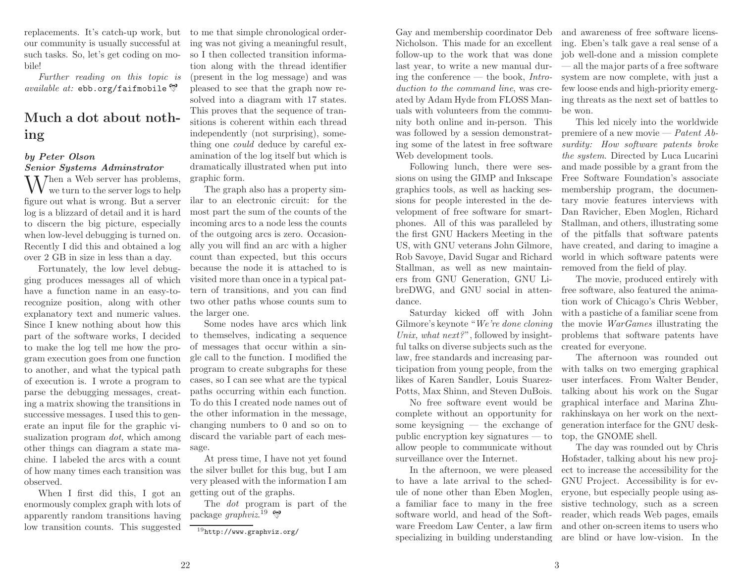replacements. It's catch-up work, but our community is usually successful at such tasks. So, let's get coding on mobile!

*Further reading on this topic is available at:* ebb.org/faifmobile

## Much a dot about nothing

***by Peter Olson***
***Senior Systems Adminstrator***

When a Web server has problems, we turn to the server logs to help figure out what is wrong. But a server log is a blizzard of detail and it is hard to discern the big picture, especially when low-level debugging is turned on. Recently I did this and obtained a log over 2 GB in size in less than a day.

Fortunately, the low level debugging produces messages all of which have a function name in an easy-to-recognize position, along with other explanatory text and numeric values. Since I knew nothing about how this part of the software works, I decided to make the log tell me how the program execution goes from one function to another, and what the typical path of execution is. I wrote a program to parse the debugging messages, creating a matrix showing the transitions in successive messages. I used this to generate an input file for the graphic visualization program *dot*, which among other things can diagram a state machine. I labeled the arcs with a count of how many times each transition was observed.

When I first did this, I got an enormously complex graph with lots of apparently random transitions having low transition counts. This suggested to me that simple chronological ordering was not giving a meaningful result, so I then collected transition information along with the thread identifier (present in the log message) and was pleased to see that the graph now resolved into a diagram with 17 states. This proves that the sequence of transitions is coherent within each thread independently (not surprising), something one *could* deduce by careful examination of the log itself but which is dramatically illustrated when put into graphic form.

The graph also has a property similar to an electronic circuit: for the most part the sum of the counts of the incoming arcs to a node less the counts of the outgoing arcs is zero. Occasionally you will find an arc with a higher count than expected, but this occurs because the node it is attached to is visited more than once in a typical pattern of transitions, and you can find two other paths whose counts sum to the larger one.

Some nodes have arcs which link to themselves, indicating a sequence of messages that occur within a single call to the function. I modified the program to create subgraphs for these cases, so I can see what are the typical paths occurring within each function. To do this I created node names out of the other information in the message, changing numbers to 0 and so on to discard the variable part of each message.

At press time, I have not yet found the silver bullet for this bug, but I am very pleased with the information I am getting out of the graphs.

The *dot* program is part of the package *graphviz*.[19]

[19] http://www.graphviz.org/

Gay and membership coordinator Deb Nicholson. This made for an excellent follow-up to the work that was done last year, to write a new manual during the conference — the book, *Introduction to the command line*, was created by Adam Hyde from FLOSS Manuals with volunteers from the community both online and in-person. This was followed by a session demonstrating some of the latest in free software Web development tools.

Following lunch, there were sessions on using the GIMP and Inkscape graphics tools, as well as hacking sessions for people interested in the development of free software for smartphones. All of this was paralleled by the first GNU Hackers Meeting in the US, with GNU veterans John Gilmore, Rob Savoye, David Sugar and Richard Stallman, as well as new maintainers from GNU Generation, GNU LibreDWG, and GNU social in attendance.

Saturday kicked off with John Gilmore's keynote "*We're done cloning Unix, what next?*", followed by insightful talks on diverse subjects such as the law, free standards and increasing participation from young people, from the likes of Karen Sandler, Louis Suarez-Potts, Max Shinn, and Steven DuBois.

No free software event would be complete without an opportunity for some keysigning — the exchange of public encryption key signatures — to allow people to communicate without surveillance over the Internet.

In the afternoon, we were pleased to have a late arrival to the schedule of none other than Eben Moglen, a familiar face to many in the free software world, and head of the Software Freedom Law Center, a law firm specializing in building understanding and awareness of free software licensing. Eben's talk gave a real sense of a job well-done and a mission complete — all the major parts of a free software system are now complete, with just a few loose ends and high-priority emerging threats as the next set of battles to be won.

This led nicely into the worldwide premiere of a new movie — *Patent Absurdity: How software patents broke the system*. Directed by Luca Lucarini and made possible by a grant from the Free Software Foundation's associate membership program, the documentary movie features interviews with Dan Ravicher, Eben Moglen, Richard Stallman, and others, illustrating some of the pitfalls that software patents have created, and daring to imagine a world in which software patents were removed from the field of play.

The movie, produced entirely with free software, also featured the animation work of Chicago's Chris Webber, with a pastiche of a familiar scene from the movie *WarGames* illustrating the problems that software patents have created for everyone.

The afternoon was rounded out with talks on two emerging graphical user interfaces. From Walter Bender, talking about his work on the Sugar graphical interface and Marina Zhurakhinskaya on her work on the next-generation interface for the GNU desktop, the GNOME shell.

The day was rounded out by Chris Hofstader, talking about his new project to increase the accessibility for the GNU Project. Accessibility is for everyone, but especially people using assistive technology, such as a screen reader, which reads Web pages, emails and other on-screen items to users who are blind or have low-vision. In the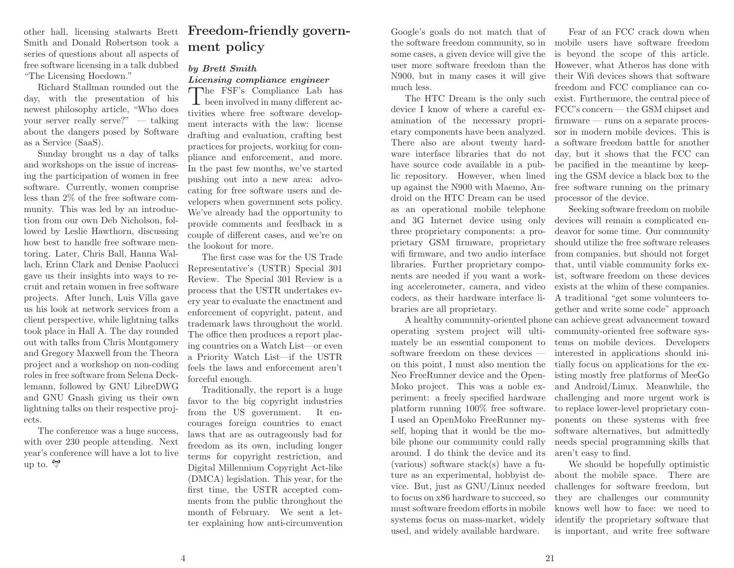other hall, licensing stalwarts Brett Smith and Donald Robertson took a series of questions about all aspects of free software licensing in a talk dubbed "The Licensing Hoedown."

Richard Stallman rounded out the day, with the presentation of his newest philosophy article, "Who does your server really serve?" — talking about the dangers posed by Software as a Service (SaaS).

Sunday brought us a day of talks and workshops on the issue of increasing the participation of women in free software. Currently, women comprise less than 2% of the free software community. This was led by an introduction from our own Deb Nicholson, followed by Leslie Hawthorn, discussing how best to handle free software mentoring. Later, Chris Ball, Hanna Wallach, Erinn Clark and Denise Paolucci gave us their insights into ways to recruit and retain women in free software projects. After lunch, Luis Villa gave us his look at network services from a client perspective, while lightning talks took place in Hall A. The day rounded out with talks from Chris Montgomery and Gregory Maxwell from the Theora project and a workshop on non-coding roles in free software from Selena Decklemann, followed by GNU LibreDWG and GNU Gnash giving us their own lightning talks on their respective projects.

The conference was a huge success, with over 230 people attending. Next year's conference will have a lot to live up to.

## Freedom-friendly government policy

***by Brett Smith***
***Licensing compliance engineer***

The FSF's Compliance Lab has been involved in many different activities where free software development interacts with the law: license drafting and evaluation, crafting best practices for projects, working for compliance and enforcement, and more. In the past few months, we've started pushing out into a new area: advocating for free software users and developers when government sets policy. We've already had the opportunity to provide comments and feedback in a couple of different cases, and we're on the lookout for more.

The first case was for the US Trade Representative's (USTR) Special 301 Review. The Special 301 Review is a process that the USTR undertakes every year to evaluate the enactment and enforcement of copyright, patent, and trademark laws throughout the world. The office then produces a report placing countries on a Watch List—or even a Priority Watch List—if the USTR feels the laws and enforcement aren't forceful enough.

Traditionally, the report is a huge favor to the big copyright industries from the US government. It encourages foreign countries to enact laws that are as outrageously bad for freedom as its own, including longer terms for copyright restriction, and Digital Millennium Copyright Act-like (DMCA) legislation. This year, for the first time, the USTR accepted comments from the public throughout the month of February. We sent a letter explaining how anti-circumvention

Google's goals do not match that of the software freedom community, so in some cases, a given device will give the user more software freedom than the N900, but in many cases it will give much less.

The HTC Dream is the only such device I know of where a careful examination of the necessary proprietary components have been analyzed. There also are about twenty hardware interface libraries that do not have source code available in a public repository. However, when lined up against the N900 with Maemo, Android on the HTC Dream can be used as an operational mobile telephone and 3G Internet device using only three proprietary components: a proprietary GSM firmware, proprietary wifi firmware, and two audio interface libraries. Further proprietary components are needed if you want a working accelerometer, camera, and video codecs, as their hardware interface libraries are all proprietary.

A healthy community-oriented phone operating system project will ultimately be an essential component to software freedom on these devices — on this point, I must also mention the Neo FreeRunner device and the OpenMoko project. This was a noble experiment: a freely specified hardware platform running 100% free software. I used an OpenMoko FreeRunner myself, hoping that it would be the mobile phone our community could rally around. I do think the device and its (various) software stack(s) have a future as an experimental, hobbyist device. But, just as GNU/Linux needed to focus on x86 hardware to succeed, so must software freedom efforts in mobile systems focus on mass-market, widely used, and widely available hardware.

Fear of an FCC crack down when mobile users have software freedom is beyond the scope of this article. However, what Atheros has done with their Wifi devices shows that software freedom and FCC compliance can coexist. Furthermore, the central piece of FCC's concern — the GSM chipset and firmware — runs on a separate processor in modern mobile devices. This is a software freedom battle for another day, but it shows that the FCC can be pacified in the meantime by keeping the GSM device a black box to the free software running on the primary processor of the device.

Seeking software freedom on mobile devices will remain a complicated endeavor for some time. Our community should utilize the free software releases from companies, but should not forget that, until viable community forks exist, software freedom on these devices exists at the whim of these companies. A traditional "get some volunteers together and write some code" approach can achieve great advancement toward community-oriented free software systems on mobile devices. Developers interested in applications should initially focus on applications for the existing mostly free platforms of MeeGo and Android/Linux. Meanwhile, the challenging and more urgent work is to replace lower-level proprietary components on these systems with free software alternatives, but admittedly needs special programming skills that aren't easy to find.

We should be hopefully optimistic about the mobile space. There are challenges for software freedom, but they are challenges our community knows well how to face: we need to identify the proprietary software that is important, and write free software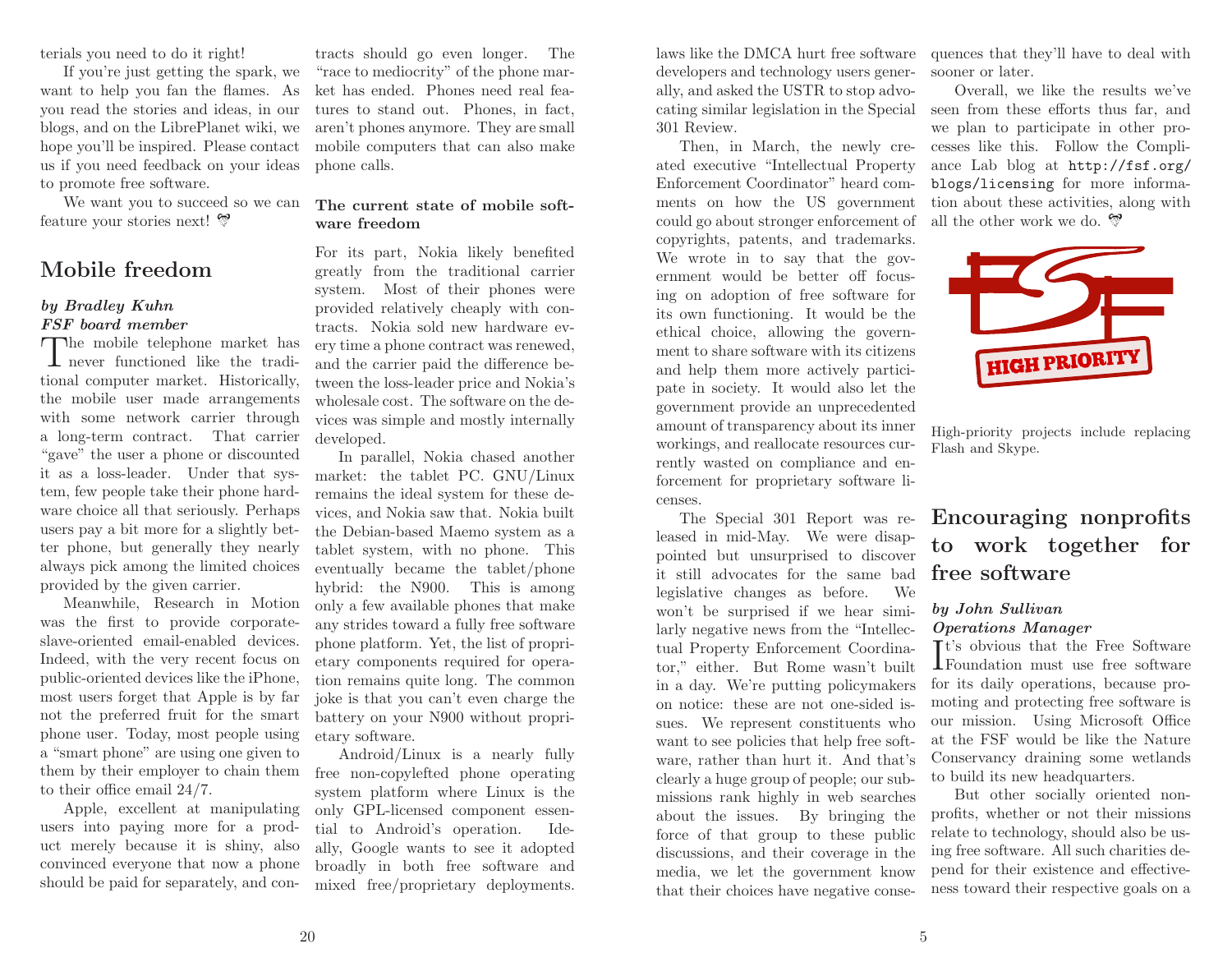terials you need to do it right!

If you're just getting the spark, we want to help you fan the flames. As you read the stories and ideas, in our blogs, and on the LibrePlanet wiki, we hope you'll be inspired. Please contact us if you need feedback on your ideas to promote free software.

We want you to succeed so we can feature your stories next!

## Mobile freedom

***by Bradley Kuhn***
***FSF board member***

The mobile telephone market has never functioned like the traditional computer market. Historically, the mobile user made arrangements with some network carrier through a long-term contract. That carrier "gave" the user a phone or discounted it as a loss-leader. Under that system, few people take their phone hardware choice all that seriously. Perhaps users pay a bit more for a slightly better phone, but generally they nearly always pick among the limited choices provided by the given carrier.

Meanwhile, Research in Motion was the first to provide corporate-slave-oriented email-enabled devices. Indeed, with the very recent focus on public-oriented devices like the iPhone, most users forget that Apple is by far not the preferred fruit for the smart phone user. Today, most people using a "smart phone" are using one given to them by their employer to chain them to their office email 24/7.

Apple, excellent at manipulating users into paying more for a product merely because it is shiny, also convinced everyone that now a phone should be paid for separately, and contracts should go even longer. The "race to mediocrity" of the phone market has ended. Phones need real features to stand out. Phones, in fact, aren't phones anymore. They are small mobile computers that can also make phone calls.

### The current state of mobile software freedom

For its part, Nokia likely benefited greatly from the traditional carrier system. Most of their phones were provided relatively cheaply with contracts. Nokia sold new hardware every time a phone contract was renewed, and the carrier paid the difference between the loss-leader price and Nokia's wholesale cost. The software on the devices was simple and mostly internally developed.

In parallel, Nokia chased another market: the tablet PC. GNU/Linux remains the ideal system for these devices, and Nokia saw that. Nokia built the Debian-based Maemo system as a tablet system, with no phone. This eventually became the tablet/phone hybrid: the N900. This is among only a few available phones that make any strides toward a fully free software phone platform. Yet, the list of proprietary components required for operation remains quite long. The common joke is that you can't even charge the battery on your N900 without proprietary software.

Android/Linux is a nearly fully free non-copylefted phone operating system platform where Linux is the only GPL-licensed component essential to Android's operation. Ideally, Google wants to see it adopted broadly in both free software and mixed free/proprietary deployments.

laws like the DMCA hurt free software developers and technology users generally, and asked the USTR to stop advocating similar legislation in the Special 301 Review.

Then, in March, the newly created executive "Intellectual Property Enforcement Coordinator" heard comments on how the US government could go about stronger enforcement of copyrights, patents, and trademarks. We wrote in to say that the government would be better off focusing on adoption of free software for its own functioning. It would be the ethical choice, allowing the government to share software with its citizens and help them more actively participate in society. It would also let the government provide an unprecedented amount of transparency about its inner workings, and reallocate resources currently wasted on compliance and enforcement for proprietary software licenses.

The Special 301 Report was released in mid-May. We were disappointed but unsurprised to discover it still advocates for the same bad legislative changes as before. We won't be surprised if we hear similarly negative news from the "Intellectual Property Enforcement Coordinator," either. But Rome wasn't built in a day. We're putting policymakers on notice: these are not one-sided issues. We represent constituents who want to see policies that help free software, rather than hurt it. And that's clearly a huge group of people; our submissions rank highly in web searches about the issues. By bringing the force of that group to these public discussions, and their coverage in the media, we let the government know that their choices have negative consequences that they'll have to deal with sooner or later.

Overall, we like the results we've seen from these efforts thus far, and we plan to participate in other processes like this. Follow the Compliance Lab blog at `http://fsf.org/blogs/licensing` for more information about these activities, along with all the other work we do.

High-priority projects include replacing Flash and Skype.

## Encouraging nonprofits to work together for free software

***by John Sullivan***
***Operations Manager***

It's obvious that the Free Software Foundation must use free software for its daily operations, because promoting and protecting free software is our mission. Using Microsoft Office at the FSF would be like the Nature Conservancy draining some wetlands to build its new headquarters.

But other socially oriented nonprofits, whether or not their missions relate to technology, should also be using free software. All such charities depend for their existence and effectiveness toward their respective goals on a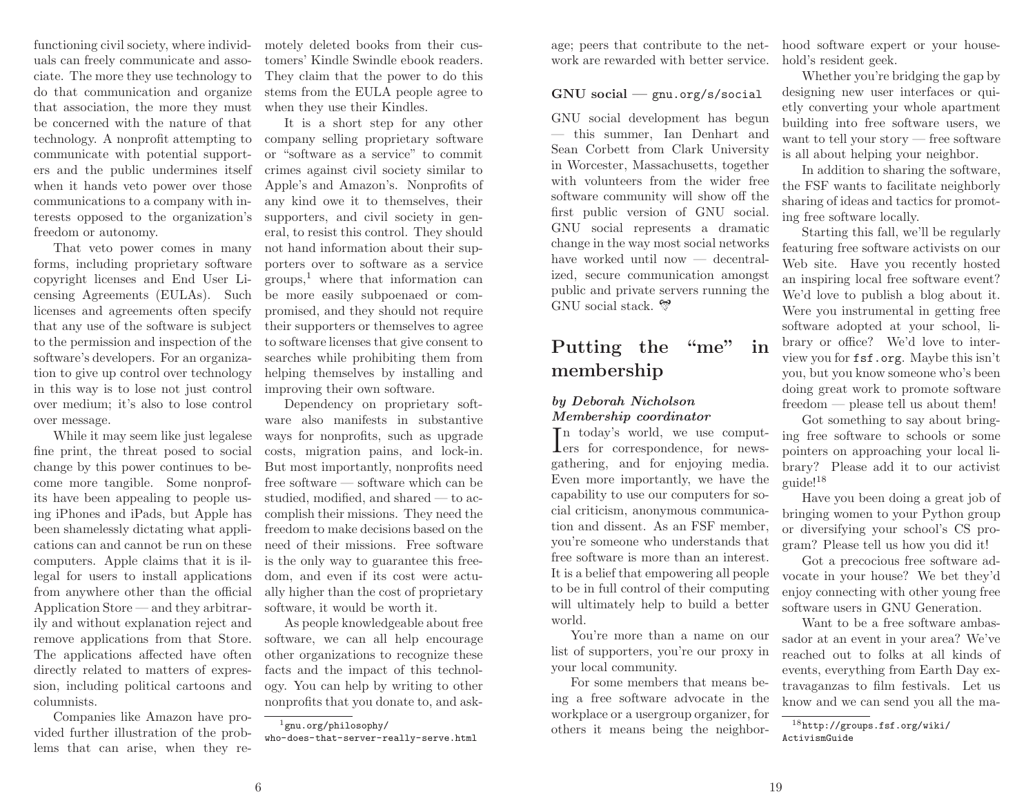functioning civil society, where individuals can freely communicate and associate. The more they use technology to do that communication and organize that association, the more they must be concerned with the nature of that technology. A nonprofit attempting to communicate with potential supporters and the public undermines itself when it hands veto power over those communications to a company with interests opposed to the organization's freedom or autonomy.

That veto power comes in many forms, including proprietary software copyright licenses and End User Licensing Agreements (EULAs). Such licenses and agreements often specify that any use of the software is subject to the permission and inspection of the software's developers. For an organization to give up control over technology in this way is to lose not just control over medium; it's also to lose control over message.

While it may seem like just legalese fine print, the threat posed to social change by this power continues to become more tangible. Some nonprofits have been appealing to people using iPhones and iPads, but Apple has been shamelessly dictating what applications can and cannot be run on these computers. Apple claims that it is illegal for users to install applications from anywhere other than the official Application Store — and they arbitrarily and without explanation reject and remove applications from that Store. The applications affected have often directly related to matters of expression, including political cartoons and columnists.

Companies like Amazon have provided further illustration of the problems that can arise, when they remotely deleted books from their customers' Kindle Swindle ebook readers. They claim that the power to do this stems from the EULA people agree to when they use their Kindles.

It is a short step for any other company selling proprietary software or "software as a service" to commit crimes against civil society similar to Apple's and Amazon's. Nonprofits of any kind owe it to themselves, their supporters, and civil society in general, to resist this control. They should not hand information about their supporters over to software as a service groups,[1] where that information can be more easily subpoenaed or compromised, and they should not require their supporters or themselves to agree to software licenses that give consent to searches while prohibiting them from helping themselves by installing and improving their own software.

Dependency on proprietary software also manifests in substantive ways for nonprofits, such as upgrade costs, migration pains, and lock-in. But most importantly, nonprofits need free software — software which can be studied, modified, and shared — to accomplish their missions. They need the freedom to make decisions based on the need of their missions. Free software is the only way to guarantee this freedom, and even if its cost were actually higher than the cost of proprietary software, it would be worth it.

As people knowledgeable about free software, we can all help encourage other organizations to recognize these facts and the impact of this technology. You can help by writing to other nonprofits that you donate to, and ask-

[1] gnu.org/philosophy/who-does-that-server-really-serve.html

age; peers that contribute to the network are rewarded with better service.

**GNU social — `gnu.org/s/social`**

GNU social development has begun — this summer, Ian Denhart and Sean Corbett from Clark University in Worcester, Massachusetts, together with volunteers from the wider free software community will show off the first public version of GNU social. GNU social represents a dramatic change in the way most social networks have worked until now — decentralized, secure communication amongst public and private servers running the GNU social stack.

## Putting the "me" in membership

***by Deborah Nicholson***
***Membership coordinator***

In today's world, we use computers for correspondence, for newsgathering, and for enjoying media. Even more importantly, we have the capability to use our computers for social criticism, anonymous communication and dissent. As an FSF member, you're someone who understands that free software is more than an interest. It is a belief that empowering all people to be in full control of their computing will ultimately help to build a better world.

You're more than a name on our list of supporters, you're our proxy in your local community.

For some members that means being a free software advocate in the workplace or a usergroup organizer, for others it means being the neighborhood software expert or your household's resident geek.

Whether you're bridging the gap by designing new user interfaces or quietly converting your whole apartment building into free software users, we want to tell your story — free software is all about helping your neighbor.

In addition to sharing the software, the FSF wants to facilitate neighborly sharing of ideas and tactics for promoting free software locally.

Starting this fall, we'll be regularly featuring free software activists on our Web site. Have you recently hosted an inspiring local free software event? We'd love to publish a blog about it. Were you instrumental in getting free software adopted at your school, library or office? We'd love to interview you for `fsf.org`. Maybe this isn't you, but you know someone who's been doing great work to promote software freedom — please tell us about them!

Got something to say about bringing free software to schools or some pointers on approaching your local library? Please add it to our activist guide![18]

Have you been doing a great job of bringing women to your Python group or diversifying your school's CS program? Please tell us how you did it!

Got a precocious free software advocate in your house? We bet they'd enjoy connecting with other young free software users in GNU Generation.

Want to be a free software ambassador at an event in your area? We've reached out to folks at all kinds of events, everything from Earth Day extravaganzas to film festivals. Let us know and we can send you all the ma-

[18] http://groups.fsf.org/wiki/ActivismGuide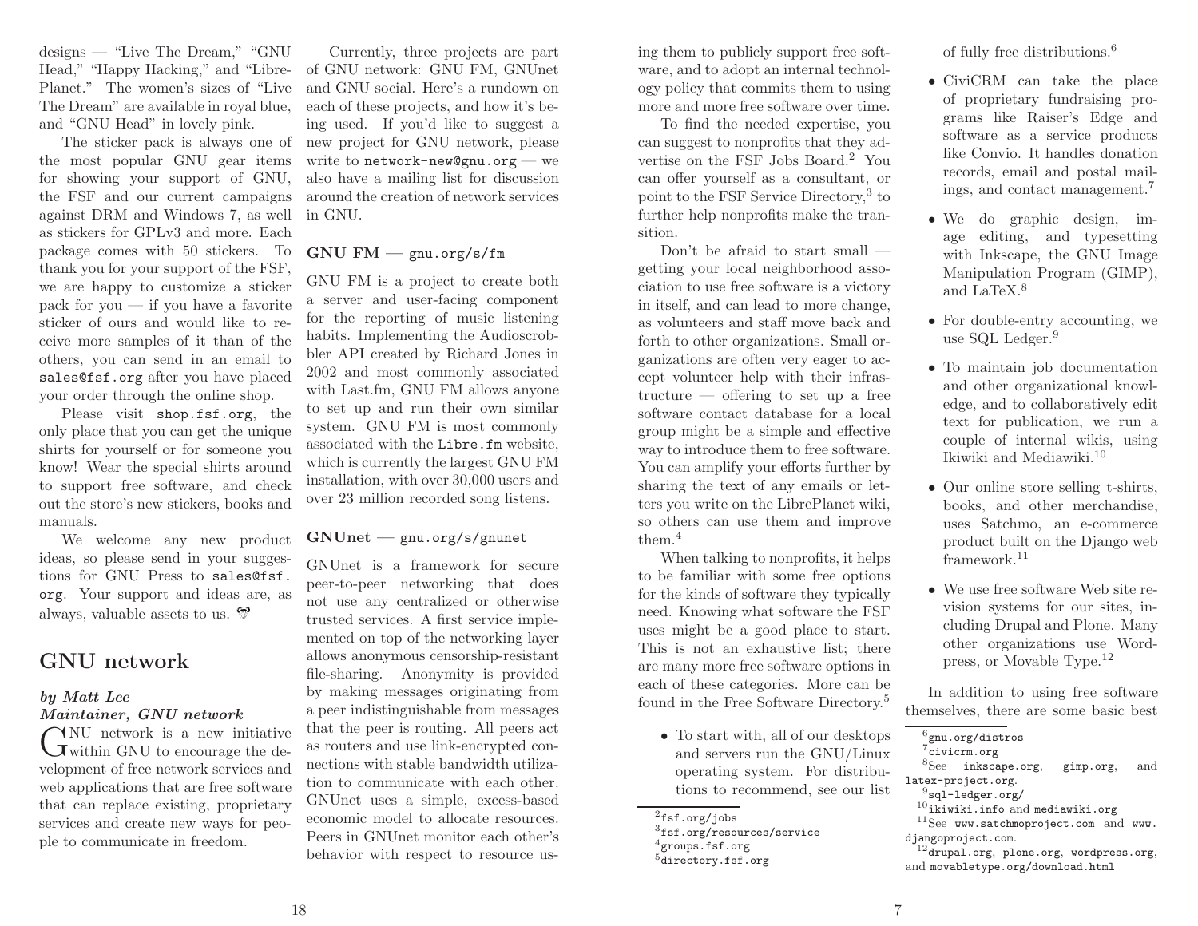designs — "Live The Dream," "GNU Head," "Happy Hacking," and "LibrePlanet." The women's sizes of "Live The Dream" are available in royal blue, and "GNU Head" in lovely pink.

The sticker pack is always one of the most popular GNU gear items for showing your support of GNU, the FSF and our current campaigns against DRM and Windows 7, as well as stickers for GPLv3 and more. Each package comes with 50 stickers. To thank you for your support of the FSF, we are happy to customize a sticker pack for you — if you have a favorite sticker of ours and would like to receive more samples of it than of the others, you can send in an email to sales@fsf.org after you have placed your order through the online shop.

Please visit shop.fsf.org, the only place that you can get the unique shirts for yourself or for someone you know! Wear the special shirts around to support free software, and check out the store's new stickers, books and manuals.

We welcome any new product ideas, so please send in your suggestions for GNU Press to sales@fsf.org. Your support and ideas are, as always, valuable assets to us.

## GNU network

***by Matt Lee***
***Maintainer, GNU network***

GNU network is a new initiative within GNU to encourage the development of free network services and web applications that are free software that can replace existing, proprietary services and create new ways for people to communicate in freedom.

Currently, three projects are part of GNU network: GNU FM, GNUnet and GNU social. Here's a rundown on each of these projects, and how it's being used. If you'd like to suggest a new project for GNU network, please write to network-new@gnu.org — we also have a mailing list for discussion around the creation of network services in GNU.

### GNU FM — gnu.org/s/fm

GNU FM is a project to create both a server and user-facing component for the reporting of music listening habits. Implementing the Audioscrobbler API created by Richard Jones in 2002 and most commonly associated with Last.fm, GNU FM allows anyone to set up and run their own similar system. GNU FM is most commonly associated with the Libre.fm website, which is currently the largest GNU FM installation, with over 30,000 users and over 23 million recorded song listens.

### GNUnet — gnu.org/s/gnunet

GNUnet is a framework for secure peer-to-peer networking that does not use any centralized or otherwise trusted services. A first service implemented on top of the networking layer allows anonymous censorship-resistant file-sharing. Anonymity is provided by making messages originating from a peer indistinguishable from messages that the peer is routing. All peers act as routers and use link-encrypted connections with stable bandwidth utilization to communicate with each other. GNUnet uses a simple, excess-based economic model to allocate resources. Peers in GNUnet monitor each other's behavior with respect to resource us-

ing them to publicly support free software, and to adopt an internal technology policy that commits them to using more and more free software over time.

To find the needed expertise, you can suggest to nonprofits that they advertise on the FSF Jobs Board.[2] You can offer yourself as a consultant, or point to the FSF Service Directory,[3] to further help nonprofits make the transition.

Don't be afraid to start small — getting your local neighborhood association to use free software is a victory in itself, and can lead to more change, as volunteers and staff move back and forth to other organizations. Small organizations are often very eager to accept volunteer help with their infrastructure — offering to set up a free software contact database for a local group might be a simple and effective way to introduce them to free software. You can amplify your efforts further by sharing the text of any emails or letters you write on the LibrePlanet wiki, so others can use them and improve them.[4]

When talking to nonprofits, it helps to be familiar with some free options for the kinds of software they typically need. Knowing what software the FSF uses might be a good place to start. This is not an exhaustive list; there are many more free software options in each of these categories. More can be found in the Free Software Directory.[5]

- To start with, all of our desktops and servers run the GNU/Linux operating system. For distributions to recommend, see our list of fully free distributions.[6]
- CiviCRM can take the place of proprietary fundraising programs like Raiser's Edge and software as a service products like Convio. It handles donation records, email and postal mailings, and contact management.[7]
- We do graphic design, image editing, and typesetting with Inkscape, the GNU Image Manipulation Program (GIMP), and LaTeX.[8]
- For double-entry accounting, we use SQL Ledger.[9]
- To maintain job documentation and other organizational knowledge, and to collaboratively edit text for publication, we run a couple of internal wikis, using Ikiwiki and Mediawiki.[10]
- Our online store selling t-shirts, books, and other merchandise, uses Satchmo, an e-commerce product built on the Django web framework.[11]
- We use free software Web site revision systems for our sites, including Drupal and Plone. Many other organizations use Wordpress, or Movable Type.[12]

In addition to using free software themselves, there are some basic best

[2] fsf.org/jobs
[3] fsf.org/resources/service
[4] groups.fsf.org
[5] directory.fsf.org
[6] gnu.org/distros
[7] civicrm.org
[8] See inkscape.org, gimp.org, and latex-project.org.
[9] sql-ledger.org/
[10] ikiwiki.info and mediawiki.org
[11] See www.satchmoproject.com and www.djangoproject.com.
[12] drupal.org, plone.org, wordpress.org, and movabletype.org/download.html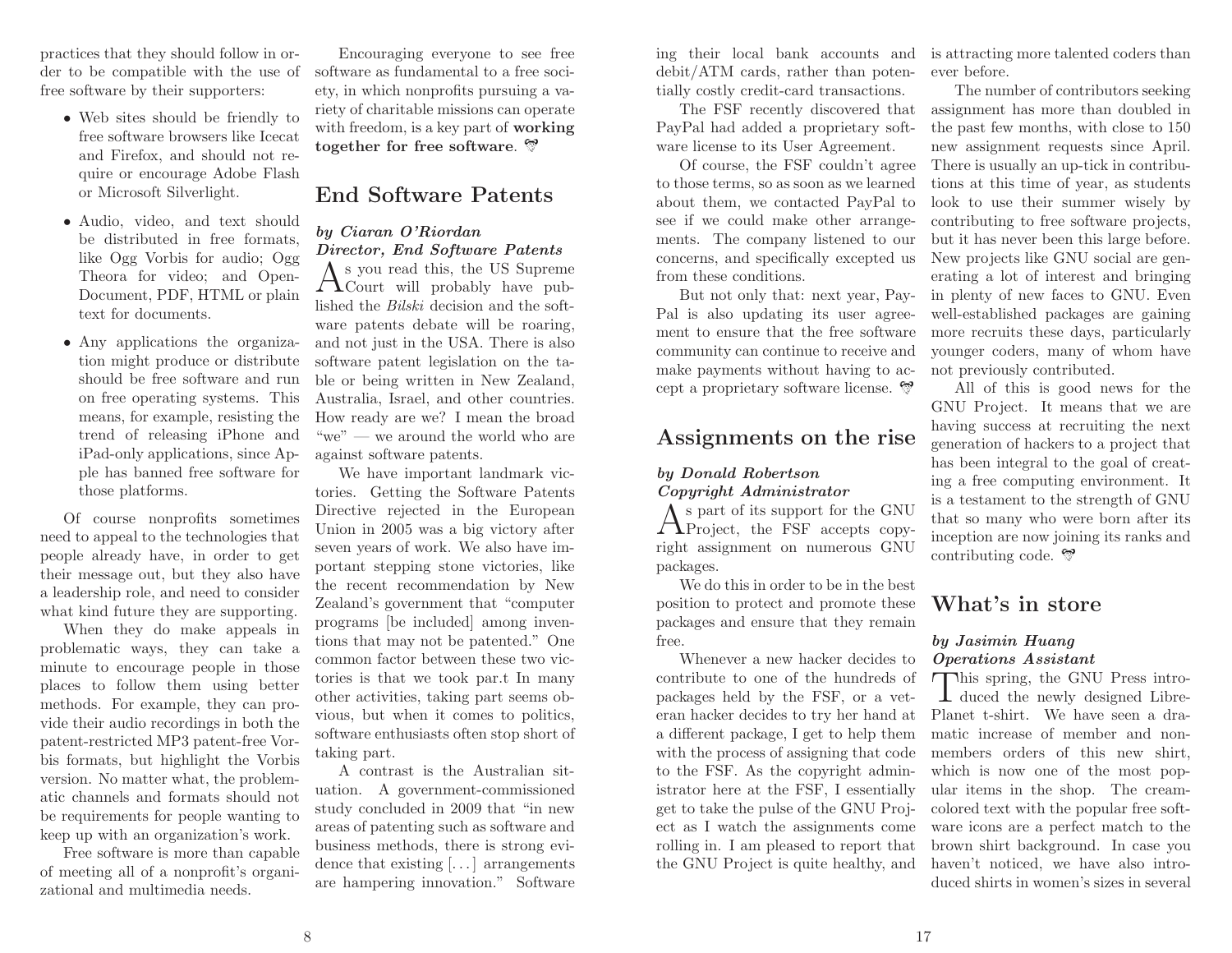practices that they should follow in order to be compatible with the use of free software by their supporters:

- Web sites should be friendly to free software browsers like Icecat and Firefox, and should not require or encourage Adobe Flash or Microsoft Silverlight.
- Audio, video, and text should be distributed in free formats, like Ogg Vorbis for audio; Ogg Theora for video; and OpenDocument, PDF, HTML or plain text for documents.
- Any applications the organization might produce or distribute should be free software and run on free operating systems. This means, for example, resisting the trend of releasing iPhone and iPad-only applications, since Apple has banned free software for those platforms.

Of course nonprofits sometimes need to appeal to the technologies that people already have, in order to get their message out, but they also have a leadership role, and need to consider what kind future they are supporting.

When they do make appeals in problematic ways, they can take a minute to encourage people in those places to follow them using better methods. For example, they can provide their audio recordings in both the patent-restricted MP3 patent-free Vorbis formats, but highlight the Vorbis version. No matter what, the problematic channels and formats should not be requirements for people wanting to keep up with an organization's work.

Free software is more than capable of meeting all of a nonprofit's organizational and multimedia needs.

Encouraging everyone to see free software as fundamental to a free society, in which nonprofits pursuing a variety of charitable missions can operate with freedom, is a key part of **working together for free software**.

## End Software Patents

***by Ciaran O'Riordan***
***Director, End Software Patents***

As you read this, the US Supreme Court will probably have published the *Bilski* decision and the software patents debate will be roaring, and not just in the USA. There is also software patent legislation on the table or being written in New Zealand, Australia, Israel, and other countries. How ready are we? I mean the broad "we" — we around the world who are against software patents.

We have important landmark victories. Getting the Software Patents Directive rejected in the European Union in 2005 was a big victory after seven years of work. We also have important stepping stone victories, like the recent recommendation by New Zealand's government that "computer programs [be included] among inventions that may not be patented." One common factor between these two victories is that we took par.t In many other activities, taking part seems obvious, but when it comes to politics, software enthusiasts often stop short of taking part.

A contrast is the Australian situation. A government-commissioned study concluded in 2009 that "in new areas of patenting such as software and business methods, there is strong evidence that existing [...] arrangements are hampering innovation." Software

ing their local bank accounts and debit/ATM cards, rather than potentially costly credit-card transactions.

The FSF recently discovered that PayPal had added a proprietary software license to its User Agreement.

Of course, the FSF couldn't agree to those terms, so as soon as we learned about them, we contacted PayPal to see if we could make other arrangements. The company listened to our concerns, and specifically excepted us from these conditions.

But not only that: next year, PayPal is also updating its user agreement to ensure that the free software community can continue to receive and make payments without having to accept a proprietary software license.

## Assignments on the rise

***by Donald Robertson***
***Copyright Administrator***

As part of its support for the GNU Project, the FSF accepts copyright assignment on numerous GNU packages.

We do this in order to be in the best position to protect and promote these packages and ensure that they remain free.

Whenever a new hacker decides to contribute to one of the hundreds of packages held by the FSF, or a veteran hacker decides to try her hand at a different package, I get to help them with the process of assigning that code to the FSF. As the copyright administrator here at the FSF, I essentially get to take the pulse of the GNU Project as I watch the assignments come rolling in. I am pleased to report that the GNU Project is quite healthy, and is attracting more talented coders than ever before.

The number of contributors seeking assignment has more than doubled in the past few months, with close to 150 new assignment requests since April. There is usually an up-tick in contributions at this time of year, as students look to use their summer wisely by contributing to free software projects, but it has never been this large before. New projects like GNU social are generating a lot of interest and bringing in plenty of new faces to GNU. Even well-established packages are gaining more recruits these days, particularly younger coders, many of whom have not previously contributed.

All of this is good news for the GNU Project. It means that we are having success at recruiting the next generation of hackers to a project that has been integral to the goal of creating a free computing environment. It is a testament to the strength of GNU that so many who were born after its inception are now joining its ranks and contributing code.

## What's in store

***by Jasimin Huang***
***Operations Assistant***

This spring, the GNU Press introduced the newly designed LibrePlanet t-shirt. We have seen a dramatic increase of member and nonmembers orders of this new shirt, which is now one of the most popular items in the shop. The cream-colored text with the popular free software icons are a perfect match to the brown shirt background. In case you haven't noticed, we have also introduced shirts in women's sizes in several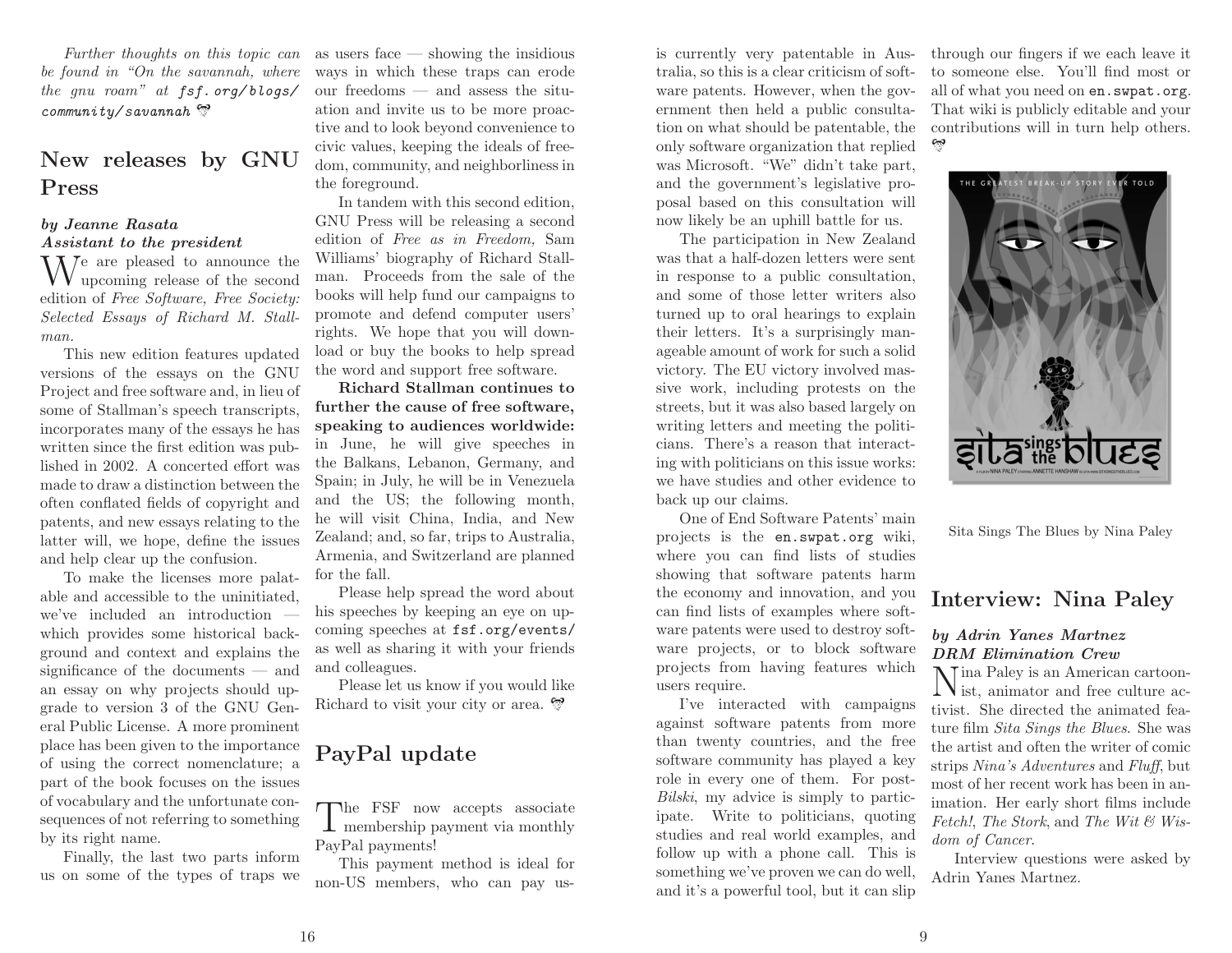*Further thoughts on this topic can be found in "On the savannah, where the gnu roam" at fsf.org/blogs/community/savannah*

## New releases by GNU Press

***by Jeanne Rasata***
***Assistant to the president***

We are pleased to announce the upcoming release of the second edition of *Free Software, Free Society: Selected Essays of Richard M. Stallman.*

This new edition features updated versions of the essays on the GNU Project and free software and, in lieu of some of Stallman's speech transcripts, incorporates many of the essays he has written since the first edition was published in 2002. A concerted effort was made to draw a distinction between the often conflated fields of copyright and patents, and new essays relating to the latter will, we hope, define the issues and help clear up the confusion.

To make the licenses more palatable and accessible to the uninitiated, we've included an introduction — which provides some historical background and context and explains the significance of the documents — and an essay on why projects should upgrade to version 3 of the GNU General Public License. A more prominent place has been given to the importance of using the correct nomenclature; a part of the book focuses on the issues of vocabulary and the unfortunate consequences of not referring to something by its right name.

Finally, the last two parts inform us on some of the types of traps we as users face — showing the insidious ways in which these traps can erode our freedoms — and assess the situation and invite us to be more proactive and to look beyond convenience to civic values, keeping the ideals of freedom, community, and neighborliness in the foreground.

In tandem with this second edition, GNU Press will be releasing a second edition of *Free as in Freedom,* Sam Williams' biography of Richard Stallman. Proceeds from the sale of the books will help fund our campaigns to promote and defend computer users' rights. We hope that you will download or buy the books to help spread the word and support free software.

**Richard Stallman continues to further the cause of free software, speaking to audiences worldwide:** in June, he will give speeches in the Balkans, Lebanon, Germany, and Spain; in July, he will be in Venezuela and the US; the following month, he will visit China, India, and New Zealand; and, so far, trips to Australia, Armenia, and Switzerland are planned for the fall.

Please help spread the word about his speeches by keeping an eye on upcoming speeches at fsf.org/events/ as well as sharing it with your friends and colleagues.

Please let us know if you would like Richard to visit your city or area.

## PayPal update

The FSF now accepts associate membership payment via monthly PayPal payments!

This payment method is ideal for non-US members, who can pay us-

is currently very patentable in Australia, so this is a clear criticism of software patents. However, when the government then held a public consultation on what should be patentable, the only software organization that replied was Microsoft. "We" didn't take part, and the government's legislative proposal based on this consultation will now likely be an uphill battle for us.

The participation in New Zealand was that a half-dozen letters were sent in response to a public consultation, and some of those letter writers also turned up to oral hearings to explain their letters. It's a surprisingly manageable amount of work for such a solid victory. The EU victory involved massive work, including protests on the streets, but it was also based largely on writing letters and meeting the politicians. There's a reason that interacting with politicians on this issue works: we have studies and other evidence to back up our claims.

One of End Software Patents' main projects is the en.swpat.org wiki, where you can find lists of studies showing that software patents harm the economy and innovation, and you can find lists of examples where software patents were used to destroy software projects, or to block software projects from having features which users require.

I've interacted with campaigns against software patents from more than twenty countries, and the free software community has played a key role in every one of them. For post-*Bilski*, my advice is simply to participate. Write to politicians, quoting studies and real world examples, and follow up with a phone call. This is something we've proven we can do well, and it's a powerful tool, but it can slip through our fingers if we each leave it to someone else. You'll find most or all of what you need on en.swpat.org. That wiki is publicly editable and your contributions will in turn help others.

Sita Sings The Blues by Nina Paley

## Interview: Nina Paley

***by Adrin Yanes Martnez***
***DRM Elimination Crew***

Nina Paley is an American cartoonist, animator and free culture activist. She directed the animated feature film *Sita Sings the Blues*. She was the artist and often the writer of comic strips *Nina's Adventures* and *Fluff*, but most of her recent work has been in animation. Her early short films include *Fetch!*, *The Stork*, and *The Wit & Wisdom of Cancer*.

Interview questions were asked by Adrin Yanes Martnez.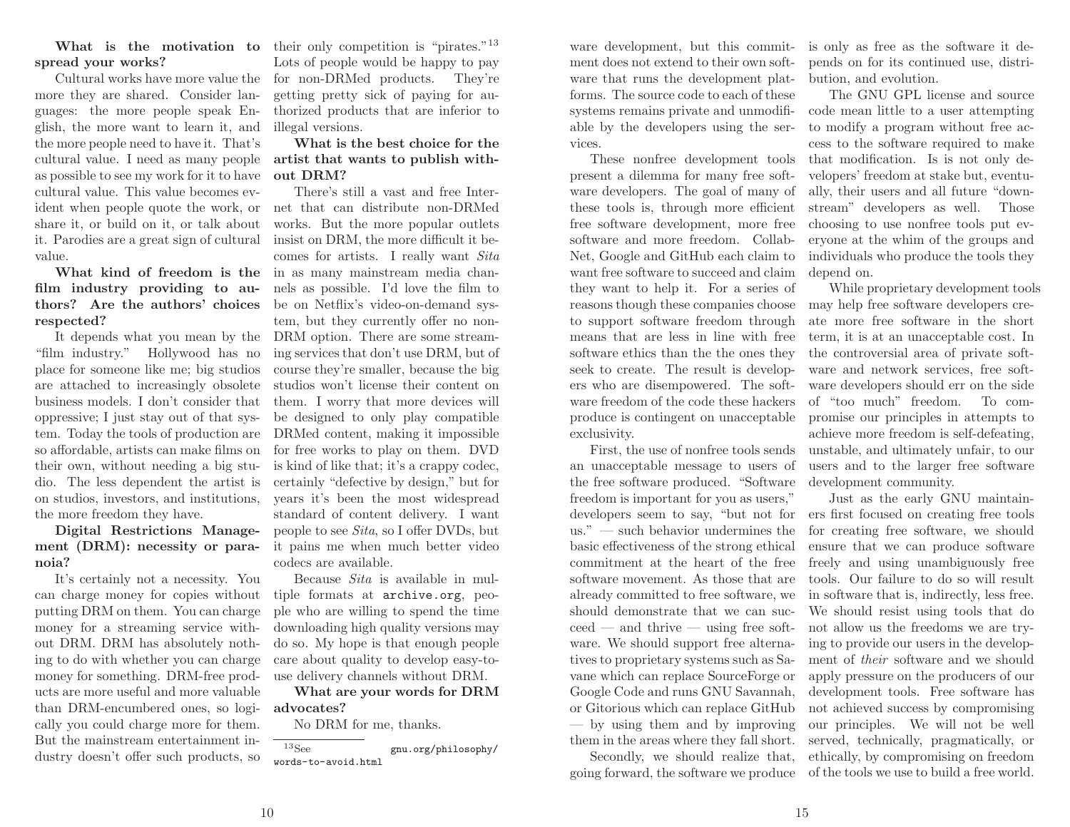**What is the motivation to spread your works?**

Cultural works have more value the more they are shared. Consider languages: the more people speak English, the more want to learn it, and the more people need to have it. That's cultural value. I need as many people as possible to see my work for it to have cultural value. This value becomes evident when people quote the work, or share it, or build on it, or talk about it. Parodies are a great sign of cultural value.

**What kind of freedom is the film industry providing to authors? Are the authors' choices respected?**

It depends what you mean by the "film industry." Hollywood has no place for someone like me; big studios are attached to increasingly obsolete business models. I don't consider that oppressive; I just stay out of that system. Today the tools of production are so affordable, artists can make films on their own, without needing a big studio. The less dependent the artist is on studios, investors, and institutions, the more freedom they have.

**Digital Restrictions Management (DRM): necessity or paranoia?**

It's certainly not a necessity. You can charge money for copies without putting DRM on them. You can charge money for a streaming service without DRM. DRM has absolutely nothing to do with whether you can charge money for something. DRM-free products are more useful and more valuable than DRM-encumbered ones, so logically you could charge more for them. But the mainstream entertainment industry doesn't offer such products, so their only competition is "pirates."[13] Lots of people would be happy to pay for non-DRMed products. They're getting pretty sick of paying for authorized products that are inferior to illegal versions.

**What is the best choice for the artist that wants to publish without DRM?**

There's still a vast and free Internet that can distribute non-DRMed works. But the more popular outlets insist on DRM, the more difficult it becomes for artists. I really want *Sita* in as many mainstream media channels as possible. I'd love the film to be on Netflix's video-on-demand system, but they currently offer no non-DRM option. There are some streaming services that don't use DRM, but of course they're smaller, because the big studios won't license their content on them. I worry that more devices will be designed to only play compatible DRMed content, making it impossible for free works to play on them. DVD is kind of like that; it's a crappy codec, certainly "defective by design," but for years it's been the most widespread standard of content delivery. I want people to see *Sita*, so I offer DVDs, but it pains me when much better video codecs are available.

Because *Sita* is available in multiple formats at `archive.org`, people who are willing to spend the time downloading high quality versions may do so. My hope is that enough people care about quality to develop easy-to-use delivery channels without DRM.

**What are your words for DRM advocates?**

No DRM for me, thanks.

[13] See `gnu.org/philosophy/words-to-avoid.html`

ware development, but this commitment does not extend to their own software that runs the development platforms. The source code to each of these systems remains private and unmodifiable by the developers using the services.

These nonfree development tools present a dilemma for many free software developers. The goal of many of these tools is, through more efficient free software development, more free software and more freedom. CollabNet, Google and GitHub each claim to want free software to succeed and claim they want to help it. For a series of reasons though these companies choose to support software freedom through means that are less in line with free software ethics than the the ones they seek to create. The result is developers who are disempowered. The software freedom of the code these hackers produce is contingent on unacceptable exclusivity.

First, the use of nonfree tools sends an unacceptable message to users of the free software produced. "Software freedom is important for you as users," developers seem to say, "but not for us." — such behavior undermines the basic effectiveness of the strong ethical commitment at the heart of the free software movement. As those that are already committed to free software, we should demonstrate that we can succeed — and thrive — using free software. We should support free alternatives to proprietary systems such as Savane which can replace SourceForge or Google Code and runs GNU Savannah, or Gitorious which can replace GitHub — by using them and by improving them in the areas where they fall short.

Secondly, we should realize that, going forward, the software we produce is only as free as the software it depends on for its continued use, distribution, and evolution.

The GNU GPL license and source code mean little to a user attempting to modify a program without free access to the software required to make that modification. Is is not only developers' freedom at stake but, eventually, their users and all future "downstream" developers as well. Those choosing to use nonfree tools put everyone at the whim of the groups and individuals who produce the tools they depend on.

While proprietary development tools may help free software developers create more free software in the short term, it is at an unacceptable cost. In the controversial area of private software and network services, free software developers should err on the side of "too much" freedom. To compromise our principles in attempts to achieve more freedom is self-defeating, unstable, and ultimately unfair, to our users and to the larger free software development community.

Just as the early GNU maintainers first focused on creating free tools for creating free software, we should ensure that we can produce software freely and using unambiguously free tools. Our failure to do so will result in software that is, indirectly, less free. We should resist using tools that do not allow us the freedoms we are trying to provide our users in the development of *their* software and we should apply pressure on the producers of our development tools. Free software has not achieved success by compromising our principles. We will not be well served, technically, pragmatically, or ethically, by compromising on freedom of the tools we use to build a free world.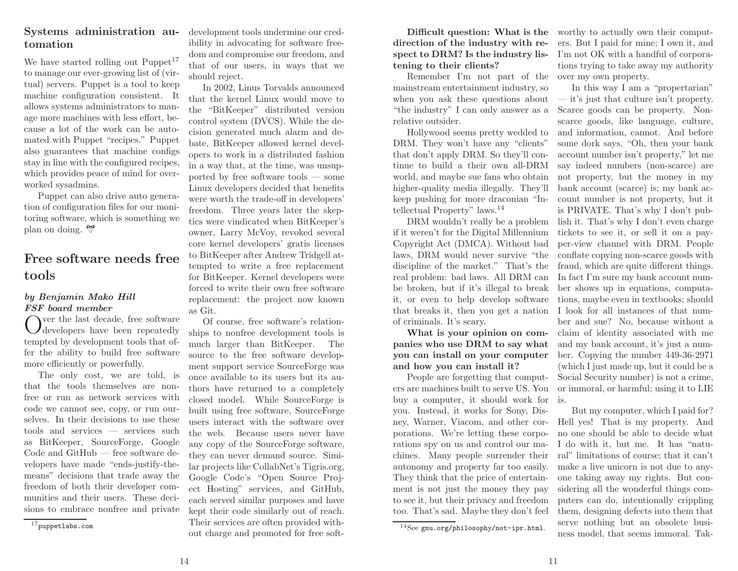## Systems administration automation

We have started rolling out Puppet[17] to manage our ever-growing list of (virtual) servers. Puppet is a tool to keep machine configuration consistent. It allows systems administrators to manage more machines with less effort, because a lot of the work can be automated with Puppet "recipes." Puppet also guarantees that machine configs stay in line with the configured recipes, which provides peace of mind for overworked sysadmins.

Puppet can also drive auto generation of configuration files for our monitoring software, which is something we plan on doing.

[17] puppetlabs.com

# Free software needs free tools

***by Benjamin Mako Hill***
***FSF board member***

Over the last decade, free software developers have been repeatedly tempted by development tools that offer the ability to build free software more efficiently or powerfully.

The only cost, we are told, is that the tools themselves are nonfree or run as network services with code we cannot see, copy, or run ourselves. In their decisions to use these tools and services — services such as BitKeeper, SourceForge, Google Code and GitHub — free software developers have made "ends-justify-the-means" decisions that trade away the freedom of both their developer communities and their users. These decisions to embrace nonfree and private development tools undermine our credibility in advocating for software freedom and compromise our freedom, and that of our users, in ways that we should reject.

In 2002, Linus Torvalds announced that the kernel Linux would move to the "BitKeeper" distributed version control system (DVCS). While the decision generated much alarm and debate, BitKeeper allowed kernel developers to work in a distributed fashion in a way that, at the time, was unsupported by free software tools — some Linux developers decided that benefits were worth the trade-off in developers' freedom. Three years later the skeptics were vindicated when BitKeeper's owner, Larry McVoy, revoked several core kernel developers' gratis licenses to BitKeeper after Andrew Tridgell attempted to write a free replacement for BitKeeper. Kernel developers were forced to write their own free software replacement: the project now known as Git.

Of course, free software's relationships to nonfree development tools is much larger than BitKeeper. The source to the free software development support service SourceForge was once available to its users but its authors have returned to a completely closed model. While SourceForge is built using free software, SourceForge users interact with the software over the web. Because users never have any copy of the SourceForge software, they can never demand source. Similar projects like CollabNet's Tigris.org, Google Code's "Open Source Project Hosting" services, and GitHub, each served similar purposes and have kept their code similarly out of reach. Their services are often provided without charge and promoted for free soft-

**Difficult question: What is the direction of the industry with respect to DRM? Is the industry listening to their clients?**

Remember I'm not part of the mainstream entertainment industry, so when you ask these questions about "the industry" I can only answer as a relative outsider.

Hollywood seems pretty wedded to DRM. They won't have any "clients" that don't apply DRM. So they'll continue to build a their own all-DRM world, and maybe sue fans who obtain higher-quality media illegally. They'll keep pushing for more draconian "Intellectual Property" laws.[14]

DRM wouldn't really be a problem if it weren't for the Digital Millennium Copyright Act (DMCA). Without bad laws, DRM would never survive "the discipline of the market." That's the real problem: bad laws. All DRM can be broken, but if it's illegal to break it, or even to help develop software that breaks it, then you get a nation of criminals. It's scary.

**What is your opinion on companies who use DRM to say what you can install on your computer and how you can install it?**

People are forgetting that computers are machines built to serve US. You buy a computer, it should work for you. Instead, it works for Sony, Disney, Warner, Viacom, and other corporations. We're letting these corporations spy on us and control our machines. Many people surrender their autonomy and property far too easily. They think that the price of entertainment is not just the money they pay to see it, but their privacy and freedom too. That's sad. Maybe they don't feel worthy to actually own their computers. But I paid for mine; I own it, and I'm not OK with a handful of corporations trying to take away my authority over my own property.

In this way I am a "propertarian" — it's just that culture isn't property. Scarce goods can be property. Nonscarce goods, like language, culture, and information, cannot. And before some dork says, "Oh, then your bank account number isn't property," let me say indeed numbers (non-scarce) are not property, but the money in my bank account (scarce) is; my bank account number is not property, but it is PRIVATE. That's why I don't publish it. That's why I don't even charge tickets to see it, or sell it on a pay-per-view channel with DRM. People conflate copying non-scarce goods with fraud, which are quite different things. In fact I'm sure my bank account number shows up in equations, computations, maybe even in textbooks; should I look for all instances of that number and sue? No, because without a claim of identity associated with me and my bank account, it's just a number. Copying the number 449-36-2971 (which I just made up, but it could be a Social Security number) is not a crime, or immoral, or harmful; using it to LIE is.

But my computer, which I paid for? Hell yes! That is my property. And no one should be able to decide what I do with it, but me. It has "natural" limitations of course; that it can't make a live unicorn is not due to anyone taking away my rights. But considering all the wonderful things computers can do, intentionally crippling them, designing defects into them that serve nothing but an obsolete business model, that seems immoral. Tak-

[14] See gnu.org/philosophy/not-ipr.html.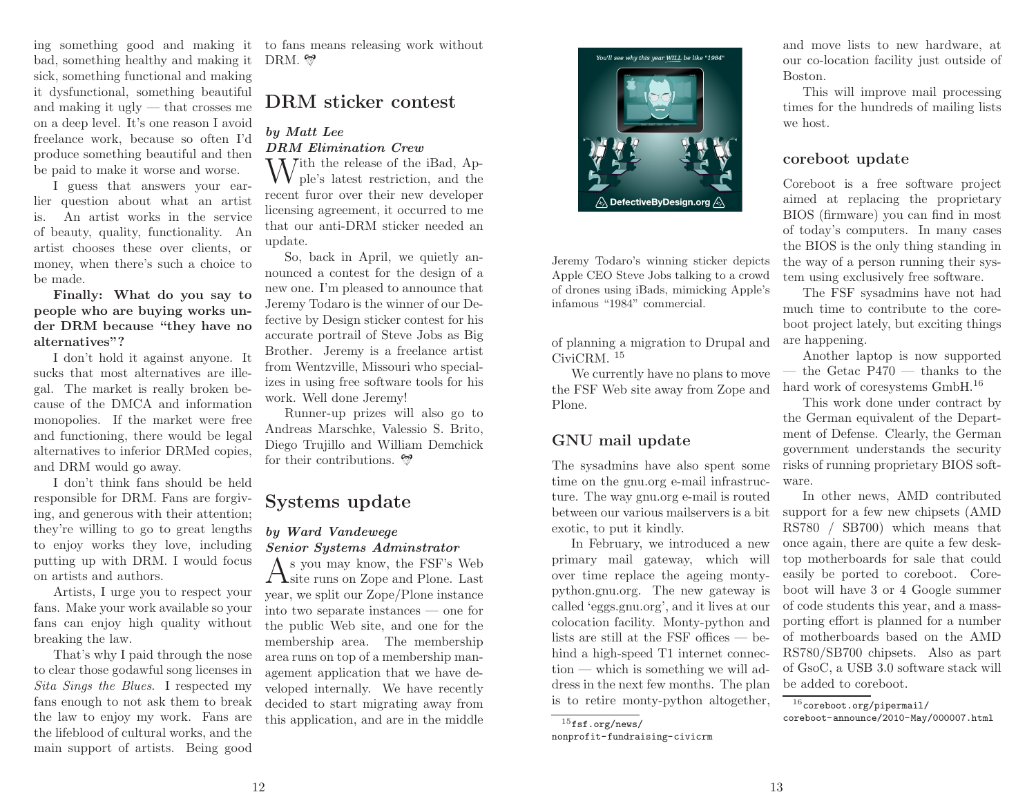ing something good and making it bad, something healthy and making it sick, something functional and making it dysfunctional, something beautiful and making it ugly — that crosses me on a deep level. It's one reason I avoid freelance work, because so often I'd produce something beautiful and then be paid to make it worse and worse.

I guess that answers your earlier question about what an artist is. An artist works in the service of beauty, quality, functionality. An artist chooses these over clients, or money, when there's such a choice to be made.

**Finally: What do you say to people who are buying works under DRM because "they have no alternatives"?**

I don't hold it against anyone. It sucks that most alternatives are illegal. The market is really broken because of the DMCA and information monopolies. If the market were free and functioning, there would be legal alternatives to inferior DRMed copies, and DRM would go away.

I don't think fans should be held responsible for DRM. Fans are forgiving, and generous with their attention; they're willing to go to great lengths to enjoy works they love, including putting up with DRM. I would focus on artists and authors.

Artists, I urge you to respect your fans. Make your work available so your fans can enjoy high quality without breaking the law.

That's why I paid through the nose to clear those godawful song licenses in *Sita Sings the Blues*. I respected my fans enough to not ask them to break the law to enjoy my work. Fans are the lifeblood of cultural works, and the main support of artists. Being good to fans means releasing work without DRM.

## DRM sticker contest

***by Matt Lee***
***DRM Elimination Crew***

With the release of the iBad, Apple's latest restriction, and the recent furor over their new developer licensing agreement, it occurred to me that our anti-DRM sticker needed an update.

So, back in April, we quietly announced a contest for the design of a new one. I'm pleased to announce that Jeremy Todaro is the winner of our Defective by Design sticker contest for his accurate portrait of Steve Jobs as Big Brother. Jeremy is a freelance artist from Wentzville, Missouri who specializes in using free software tools for his work. Well done Jeremy!

Runner-up prizes will also go to Andreas Marschke, Valessio S. Brito, Diego Trujillo and William Demchick for their contributions.

## Systems update

***by Ward Vandewege***
***Senior Systems Adminstrator***

As you may know, the FSF's Web site runs on Zope and Plone. Last year, we split our Zope/Plone instance into two separate instances — one for the public Web site, and one for the membership area. The membership area runs on top of a membership management application that we have developed internally. We have recently decided to start migrating away from this application, and are in the middle of planning a migration to Drupal and CiviCRM. [15]

We currently have no plans to move the FSF Web site away from Zope and Plone.

Jeremy Todaro's winning sticker depicts Apple CEO Steve Jobs talking to a crowd of drones using iBads, mimicking Apple's infamous "1984" commercial.

### GNU mail update

The sysadmins have also spent some time on the gnu.org e-mail infrastructure. The way gnu.org e-mail is routed between our various mailservers is a bit exotic, to put it kindly.

In February, we introduced a new primary mail gateway, which will over time replace the ageing monty-python.gnu.org. The new gateway is called 'eggs.gnu.org', and it lives at our colocation facility. Monty-python and lists are still at the FSF offices — behind a high-speed T1 internet connection — which is something we will address in the next few months. The plan is to retire monty-python altogether, and move lists to new hardware, at our co-location facility just outside of Boston.

This will improve mail processing times for the hundreds of mailing lists we host.

[15] fsf.org/news/nonprofit-fundraising-civicrm

### coreboot update

Coreboot is a free software project aimed at replacing the proprietary BIOS (firmware) you can find in most of today's computers. In many cases the BIOS is the only thing standing in the way of a person running their system using exclusively free software.

The FSF sysadmins have not had much time to contribute to the coreboot project lately, but exciting things are happening.

Another laptop is now supported — the Getac P470 — thanks to the hard work of coresystems GmbH.[16]

This work done under contract by the German equivalent of the Department of Defense. Clearly, the German government understands the security risks of running proprietary BIOS software.

In other news, AMD contributed support for a few new chipsets (AMD RS780 / SB700) which means that once again, there are quite a few desktop motherboards for sale that could easily be ported to coreboot. Coreboot will have 3 or 4 Google summer of code students this year, and a massporting effort is planned for a number of motherboards based on the AMD RS780/SB700 chipsets. Also as part of GsoC, a USB 3.0 software stack will be added to coreboot.

[16] coreboot.org/pipermail/coreboot-announce/2010-May/000007.html